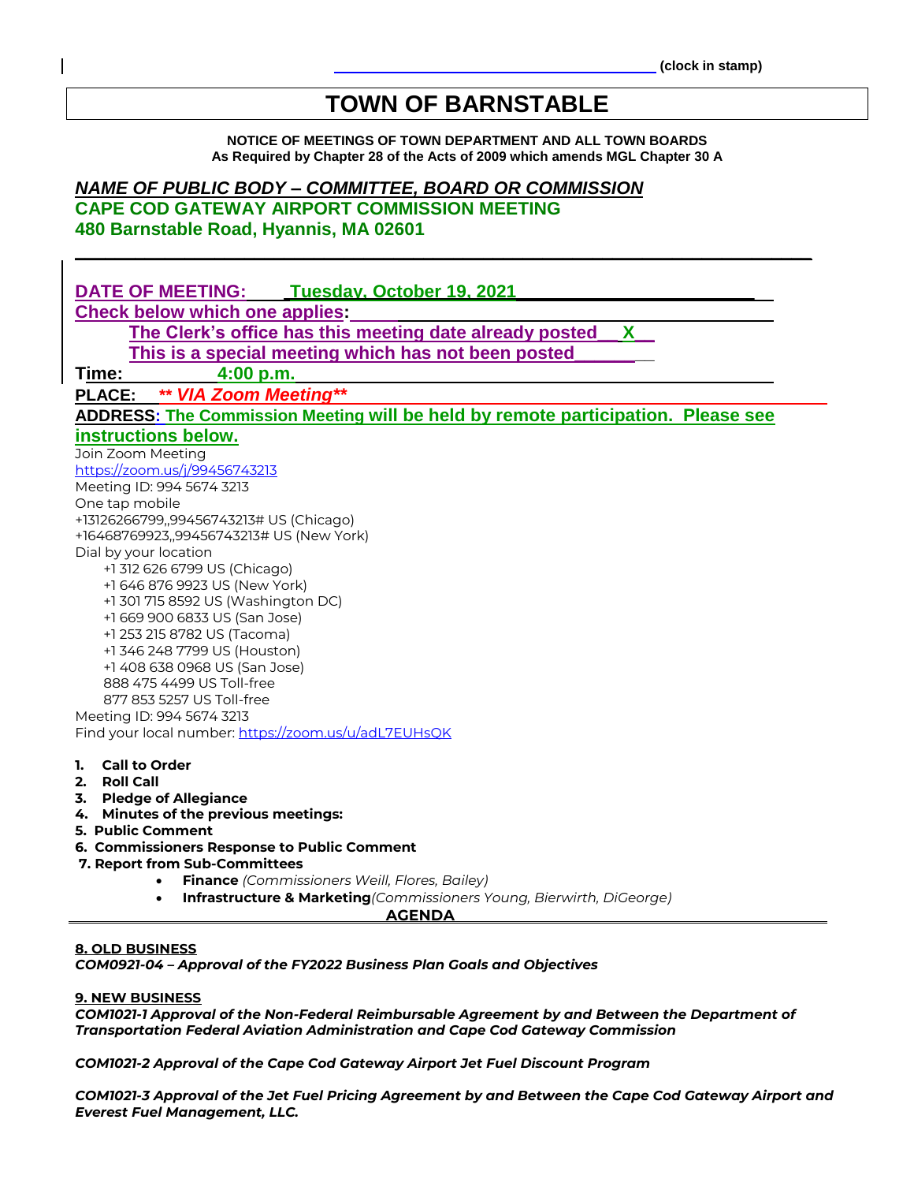(clock in stamp)

# TOWN OF BARNSTABLE

**NOTICE OF MEETINGS OF TOWN DEPARTMENT AND ALL TOWN BOARDS**
**As Required by Chapter 28 of the Acts of 2009 which amends MGL Chapter 30 A**

***NAME OF PUBLIC BODY – COMMITTEE, BOARD OR COMMISSION***

**CAPE COD GATEWAY AIRPORT COMMISSION MEETING**
**480 Barnstable Road, Hyannis, MA 02601**

**DATE OF MEETING: Tuesday, October 19, 2021**

**Check below which one applies:**

**The Clerk's office has this meeting date already posted X**

**This is a special meeting which has not been posted**

**Time: 4:00 p.m.**

**PLACE: *\*\* VIA Zoom Meeting\*\****

**ADDRESS: The Commission Meeting will be held by remote participation. Please see instructions below.**

Join Zoom Meeting
https://zoom.us/j/99456743213
Meeting ID: 994 5674 3213
One tap mobile
+13126266799,,99456743213# US (Chicago)
+16468769923,,99456743213# US (New York)
Dial by your location
+1 312 626 6799 US (Chicago)
+1 646 876 9923 US (New York)
+1 301 715 8592 US (Washington DC)
+1 669 900 6833 US (San Jose)
+1 253 215 8782 US (Tacoma)
+1 346 248 7799 US (Houston)
+1 408 638 0968 US (San Jose)
888 475 4499 US Toll-free
877 853 5257 US Toll-free
Meeting ID: 994 5674 3213
Find your local number: https://zoom.us/u/adL7EUHsQK

1. **Call to Order**
2. **Roll Call**
3. **Pledge of Allegiance**
4. **Minutes of the previous meetings:**
5. **Public Comment**
6. **Commissioners Response to Public Comment**
7. **Report from Sub-Committees**
   - **Finance** *(Commissioners Weill, Flores, Bailey)*
   - **Infrastructure & Marketing** *(Commissioners Young, Bierwirth, DiGeorge)*

**AGENDA**

**8. OLD BUSINESS**

***COM0921-04 – Approval of the FY2022 Business Plan Goals and Objectives***

**9. NEW BUSINESS**

***COM1021-1 Approval of the Non-Federal Reimbursable Agreement by and Between the Department of Transportation Federal Aviation Administration and Cape Cod Gateway Commission***

***COM1021-2 Approval of the Cape Cod Gateway Airport Jet Fuel Discount Program***

***COM1021-3 Approval of the Jet Fuel Pricing Agreement by and Between the Cape Cod Gateway Airport and Everest Fuel Management, LLC.***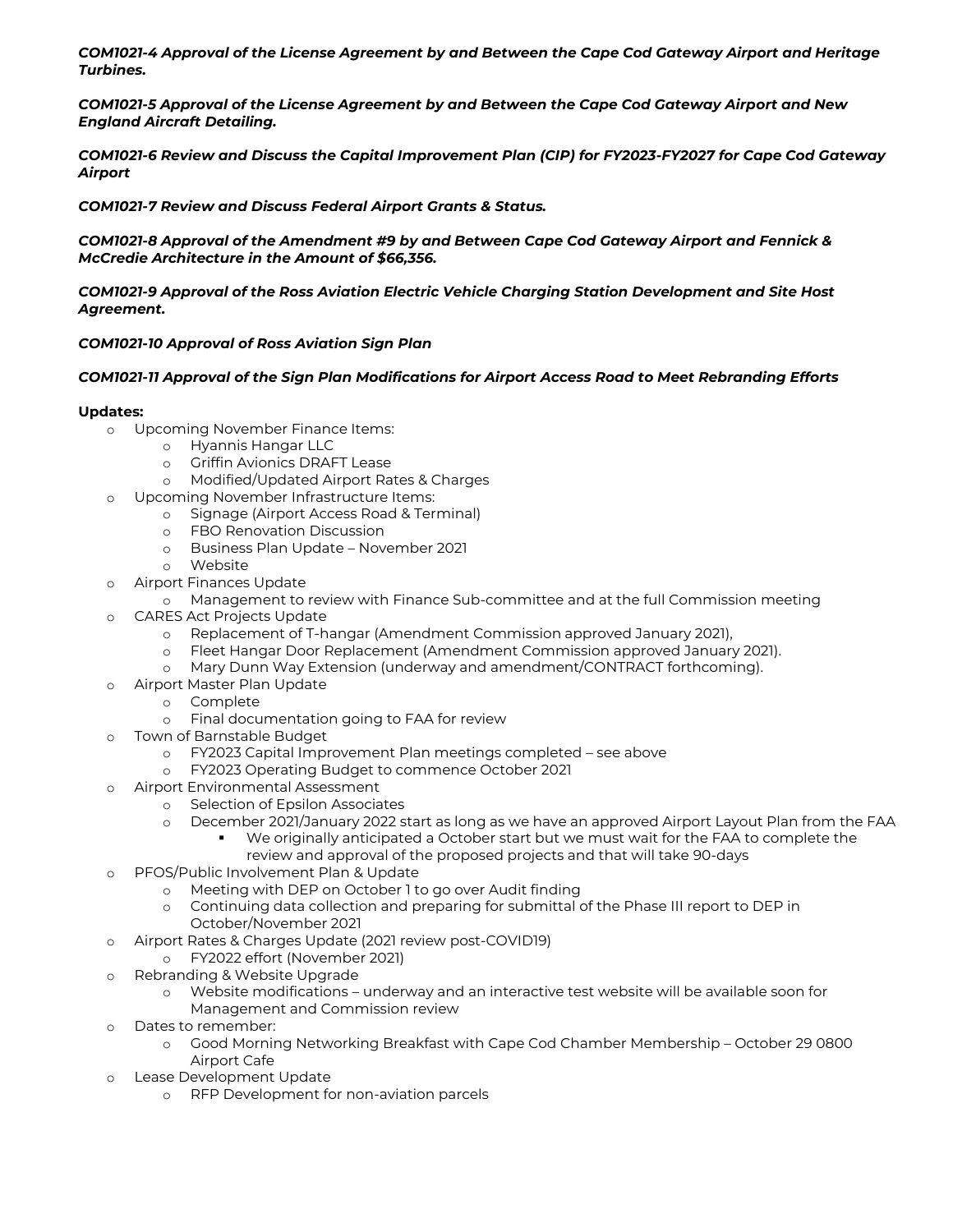***COM1021-4 Approval of the License Agreement by and Between the Cape Cod Gateway Airport and Heritage Turbines.***

***COM1021-5 Approval of the License Agreement by and Between the Cape Cod Gateway Airport and New England Aircraft Detailing.***

***COM1021-6 Review and Discuss the Capital Improvement Plan (CIP) for FY2023-FY2027 for Cape Cod Gateway Airport***

***COM1021-7 Review and Discuss Federal Airport Grants & Status.***

***COM1021-8 Approval of the Amendment #9 by and Between Cape Cod Gateway Airport and Fennick & McCredie Architecture in the Amount of $66,356.***

***COM1021-9 Approval of the Ross Aviation Electric Vehicle Charging Station Development and Site Host Agreement.***

***COM1021-10 Approval of Ross Aviation Sign Plan***

***COM1021-11 Approval of the Sign Plan Modifications for Airport Access Road to Meet Rebranding Efforts***

**Updates:**

- Upcoming November Finance Items:
  - Hyannis Hangar LLC
  - Griffin Avionics DRAFT Lease
  - Modified/Updated Airport Rates & Charges
- Upcoming November Infrastructure Items:
  - Signage (Airport Access Road & Terminal)
  - FBO Renovation Discussion
  - Business Plan Update – November 2021
  - Website
- Airport Finances Update
  - Management to review with Finance Sub-committee and at the full Commission meeting
- CARES Act Projects Update
  - Replacement of T-hangar (Amendment Commission approved January 2021),
  - Fleet Hangar Door Replacement (Amendment Commission approved January 2021).
  - Mary Dunn Way Extension (underway and amendment/CONTRACT forthcoming).
- Airport Master Plan Update
  - Complete
  - Final documentation going to FAA for review
- Town of Barnstable Budget
  - FY2023 Capital Improvement Plan meetings completed – see above
  - FY2023 Operating Budget to commence October 2021
- Airport Environmental Assessment
  - Selection of Epsilon Associates
  - December 2021/January 2022 start as long as we have an approved Airport Layout Plan from the FAA
    - We originally anticipated a October start but we must wait for the FAA to complete the review and approval of the proposed projects and that will take 90-days
- PFOS/Public Involvement Plan & Update
  - Meeting with DEP on October 1 to go over Audit finding
  - Continuing data collection and preparing for submittal of the Phase III report to DEP in October/November 2021
- Airport Rates & Charges Update (2021 review post-COVID19)
  - FY2022 effort (November 2021)
- Rebranding & Website Upgrade
  - Website modifications – underway and an interactive test website will be available soon for Management and Commission review
- Dates to remember:
  - Good Morning Networking Breakfast with Cape Cod Chamber Membership – October 29 0800 Airport Cafe
- Lease Development Update
  - RFP Development for non-aviation parcels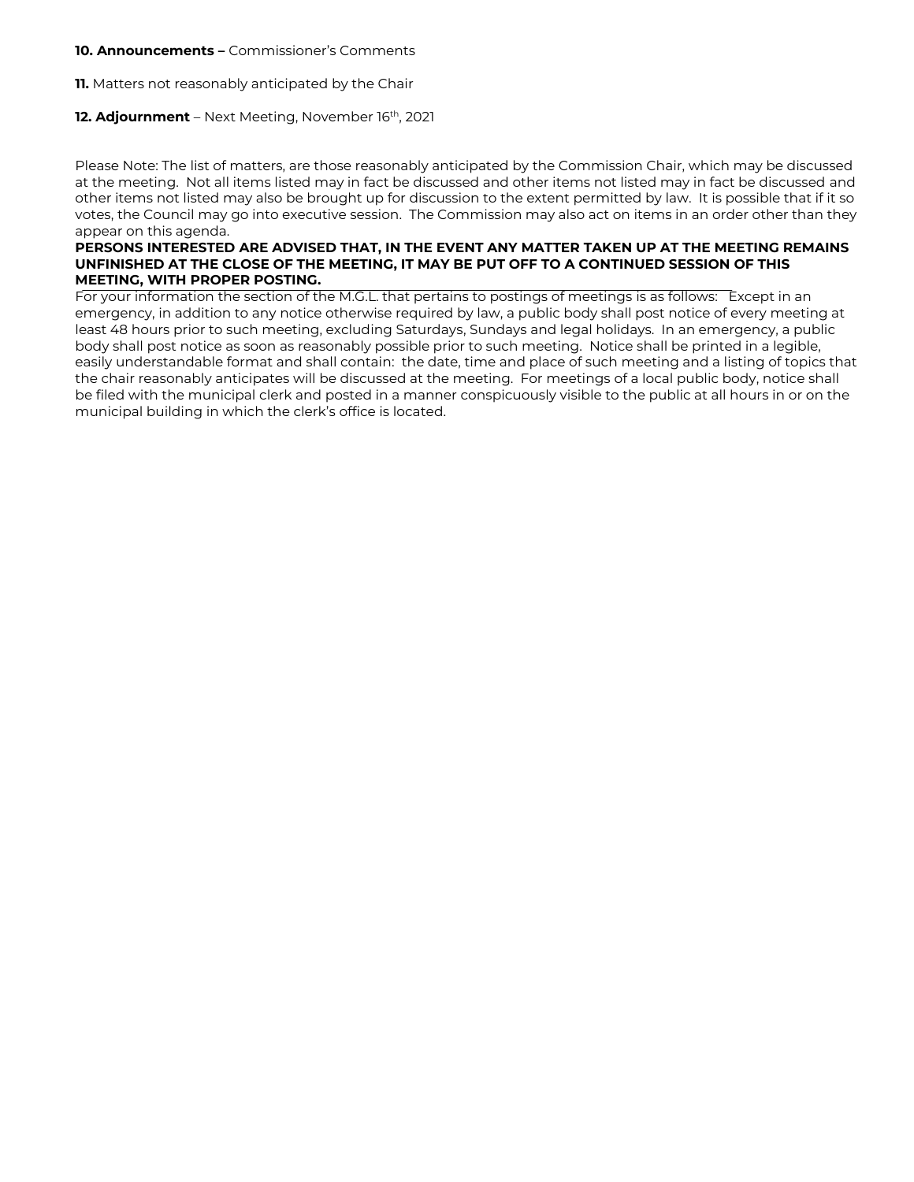**10. Announcements –** Commissioner's Comments

**11.** Matters not reasonably anticipated by the Chair

**12. Adjournment** – Next Meeting, November 16th, 2021

Please Note: The list of matters, are those reasonably anticipated by the Commission Chair, which may be discussed at the meeting. Not all items listed may in fact be discussed and other items not listed may in fact be discussed and other items not listed may also be brought up for discussion to the extent permitted by law. It is possible that if it so votes, the Council may go into executive session. The Commission may also act on items in an order other than they appear on this agenda.

**PERSONS INTERESTED ARE ADVISED THAT, IN THE EVENT ANY MATTER TAKEN UP AT THE MEETING REMAINS UNFINISHED AT THE CLOSE OF THE MEETING, IT MAY BE PUT OFF TO A CONTINUED SESSION OF THIS MEETING, WITH PROPER POSTING.**

For your information the section of the M.G.L. that pertains to postings of meetings is as follows: Except in an emergency, in addition to any notice otherwise required by law, a public body shall post notice of every meeting at least 48 hours prior to such meeting, excluding Saturdays, Sundays and legal holidays. In an emergency, a public body shall post notice as soon as reasonably possible prior to such meeting. Notice shall be printed in a legible, easily understandable format and shall contain: the date, time and place of such meeting and a listing of topics that the chair reasonably anticipates will be discussed at the meeting. For meetings of a local public body, notice shall be filed with the municipal clerk and posted in a manner conspicuously visible to the public at all hours in or on the municipal building in which the clerk's office is located.